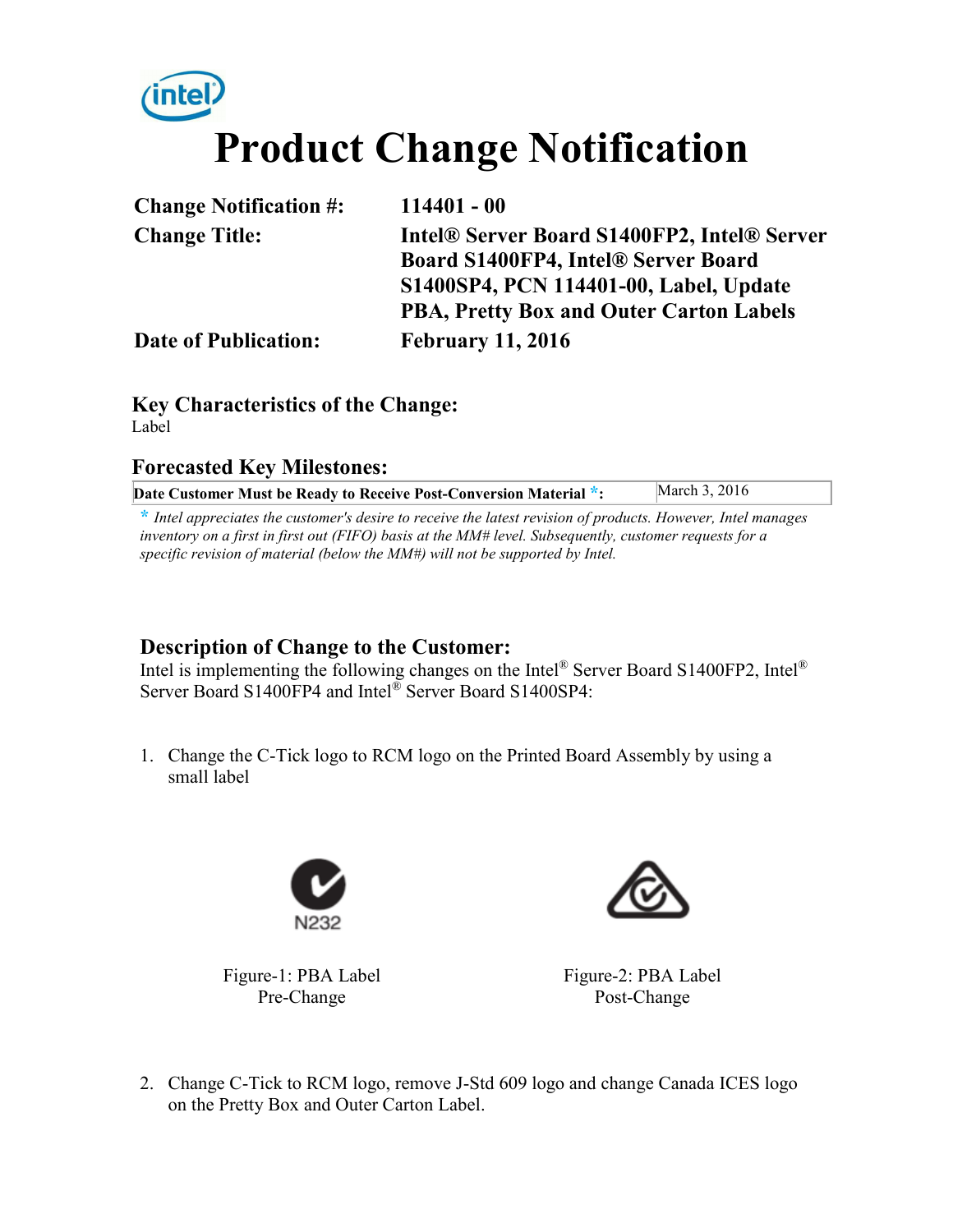# Product Change Notification

| | |
|---|---|
| **Change Notification #:** | **114401 - 00** |
| **Change Title:** | **Intel® Server Board S1400FP2, Intel® Server Board S1400FP4, Intel® Server Board S1400SP4, PCN 114401-00, Label, Update PBA, Pretty Box and Outer Carton Labels** |
| **Date of Publication:** | **February 11, 2016** |

## Key Characteristics of the Change:

Label

## Forecasted Key Milestones:

| | |
|---|---|
| **Date Customer Must be Ready to Receive Post-Conversion Material *:** | March 3, 2016 |

*\* Intel appreciates the customer's desire to receive the latest revision of products. However, Intel manages inventory on a first in first out (FIFO) basis at the MM# level. Subsequently, customer requests for a specific revision of material (below the MM#) will not be supported by Intel.*

## Description of Change to the Customer:

Intel is implementing the following changes on the Intel® Server Board S1400FP2, Intel® Server Board S1400FP4 and Intel® Server Board S1400SP4:

1. Change the C-Tick logo to RCM logo on the Printed Board Assembly by using a small label

N232

Figure-1: PBA Label Pre-Change

Figure-2: PBA Label Post-Change

2. Change C-Tick to RCM logo, remove J-Std 609 logo and change Canada ICES logo on the Pretty Box and Outer Carton Label.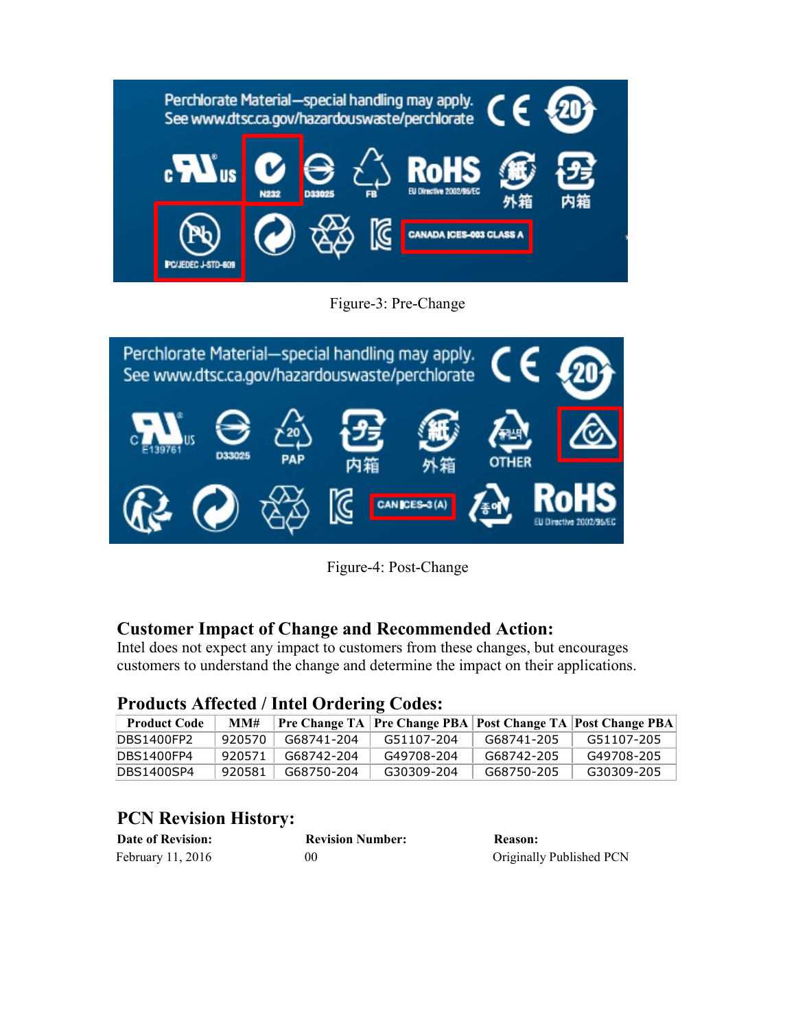Figure-3: Pre-Change

Figure-4: Post-Change

## Customer Impact of Change and Recommended Action:

Intel does not expect any impact to customers from these changes, but encourages customers to understand the change and determine the impact on their applications.

## Products Affected / Intel Ordering Codes:

| Product Code | MM# | Pre Change TA | Pre Change PBA | Post Change TA | Post Change PBA |
|---|---|---|---|---|---|
| DBS1400FP2 | 920570 | G68741-204 | G51107-204 | G68741-205 | G51107-205 |
| DBS1400FP4 | 920571 | G68742-204 | G49708-204 | G68742-205 | G49708-205 |
| DBS1400SP4 | 920581 | G68750-204 | G30309-204 | G68750-205 | G30309-205 |

## PCN Revision History:

| Date of Revision: | Revision Number: | Reason: |
|---|---|---|
| February 11, 2016 | 00 | Originally Published PCN |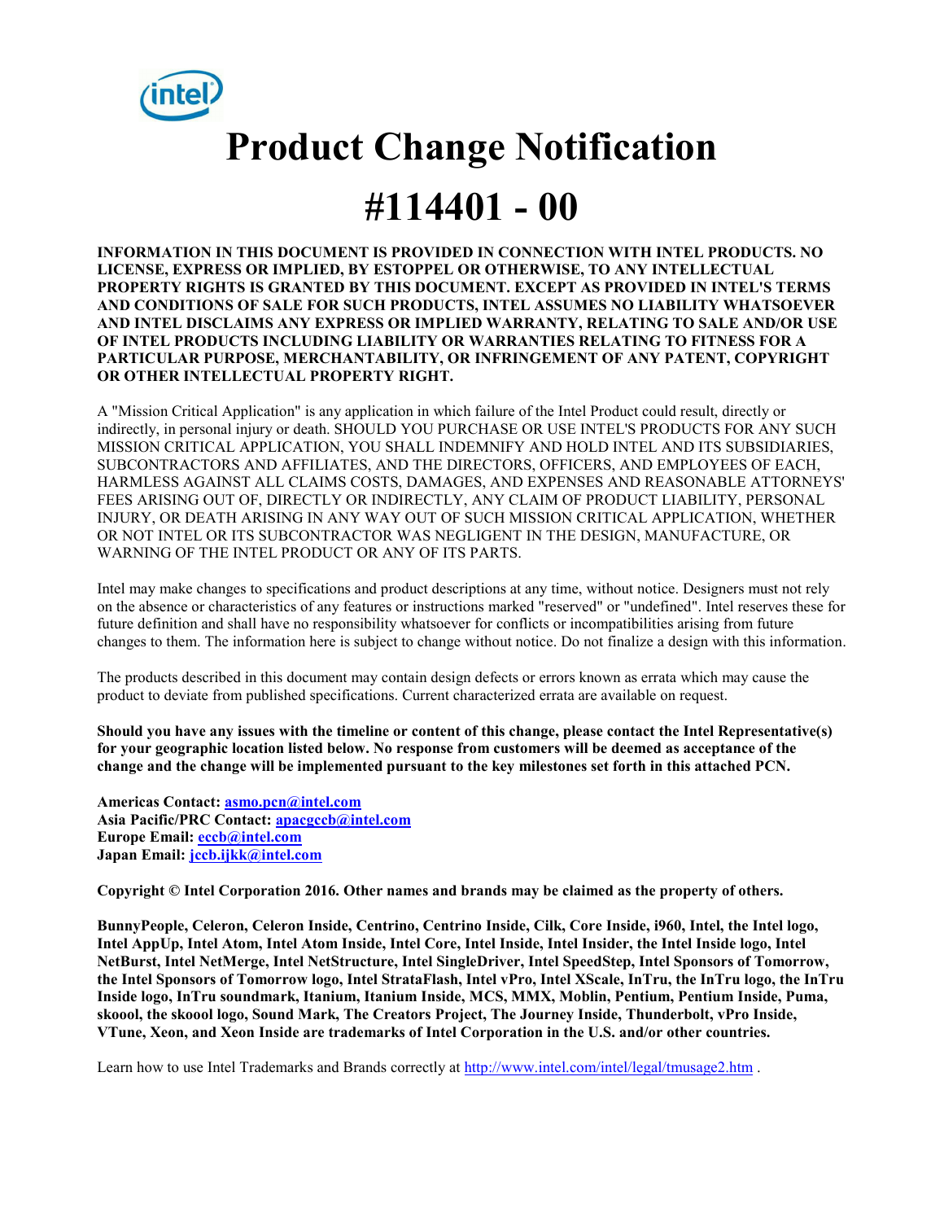# Product Change Notification

# #114401 - 00

**INFORMATION IN THIS DOCUMENT IS PROVIDED IN CONNECTION WITH INTEL PRODUCTS. NO LICENSE, EXPRESS OR IMPLIED, BY ESTOPPEL OR OTHERWISE, TO ANY INTELLECTUAL PROPERTY RIGHTS IS GRANTED BY THIS DOCUMENT. EXCEPT AS PROVIDED IN INTEL'S TERMS AND CONDITIONS OF SALE FOR SUCH PRODUCTS, INTEL ASSUMES NO LIABILITY WHATSOEVER AND INTEL DISCLAIMS ANY EXPRESS OR IMPLIED WARRANTY, RELATING TO SALE AND/OR USE OF INTEL PRODUCTS INCLUDING LIABILITY OR WARRANTIES RELATING TO FITNESS FOR A PARTICULAR PURPOSE, MERCHANTABILITY, OR INFRINGEMENT OF ANY PATENT, COPYRIGHT OR OTHER INTELLECTUAL PROPERTY RIGHT.**

A "Mission Critical Application" is any application in which failure of the Intel Product could result, directly or indirectly, in personal injury or death. SHOULD YOU PURCHASE OR USE INTEL'S PRODUCTS FOR ANY SUCH MISSION CRITICAL APPLICATION, YOU SHALL INDEMNIFY AND HOLD INTEL AND ITS SUBSIDIARIES, SUBCONTRACTORS AND AFFILIATES, AND THE DIRECTORS, OFFICERS, AND EMPLOYEES OF EACH, HARMLESS AGAINST ALL CLAIMS COSTS, DAMAGES, AND EXPENSES AND REASONABLE ATTORNEYS' FEES ARISING OUT OF, DIRECTLY OR INDIRECTLY, ANY CLAIM OF PRODUCT LIABILITY, PERSONAL INJURY, OR DEATH ARISING IN ANY WAY OUT OF SUCH MISSION CRITICAL APPLICATION, WHETHER OR NOT INTEL OR ITS SUBCONTRACTOR WAS NEGLIGENT IN THE DESIGN, MANUFACTURE, OR WARNING OF THE INTEL PRODUCT OR ANY OF ITS PARTS.

Intel may make changes to specifications and product descriptions at any time, without notice. Designers must not rely on the absence or characteristics of any features or instructions marked "reserved" or "undefined". Intel reserves these for future definition and shall have no responsibility whatsoever for conflicts or incompatibilities arising from future changes to them. The information here is subject to change without notice. Do not finalize a design with this information.

The products described in this document may contain design defects or errors known as errata which may cause the product to deviate from published specifications. Current characterized errata are available on request.

**Should you have any issues with the timeline or content of this change, please contact the Intel Representative(s) for your geographic location listed below. No response from customers will be deemed as acceptance of the change and the change will be implemented pursuant to the key milestones set forth in this attached PCN.**

**Americas Contact: asmo.pcn@intel.com**
**Asia Pacific/PRC Contact: apacgccb@intel.com**
**Europe Email: eccb@intel.com**
**Japan Email: jccb.ijkk@intel.com**

**Copyright © Intel Corporation 2016. Other names and brands may be claimed as the property of others.**

**BunnyPeople, Celeron, Celeron Inside, Centrino, Centrino Inside, Cilk, Core Inside, i960, Intel, the Intel logo, Intel AppUp, Intel Atom, Intel Atom Inside, Intel Core, Intel Inside, Intel Insider, the Intel Inside logo, Intel NetBurst, Intel NetMerge, Intel NetStructure, Intel SingleDriver, Intel SpeedStep, Intel Sponsors of Tomorrow, the Intel Sponsors of Tomorrow logo, Intel StrataFlash, Intel vPro, Intel XScale, InTru, the InTru logo, the InTru Inside logo, InTru soundmark, Itanium, Itanium Inside, MCS, MMX, Moblin, Pentium, Pentium Inside, Puma, skoool, the skoool logo, Sound Mark, The Creators Project, The Journey Inside, Thunderbolt, vPro Inside, VTune, Xeon, and Xeon Inside are trademarks of Intel Corporation in the U.S. and/or other countries.**

Learn how to use Intel Trademarks and Brands correctly at http://www.intel.com/intel/legal/tmusage2.htm .